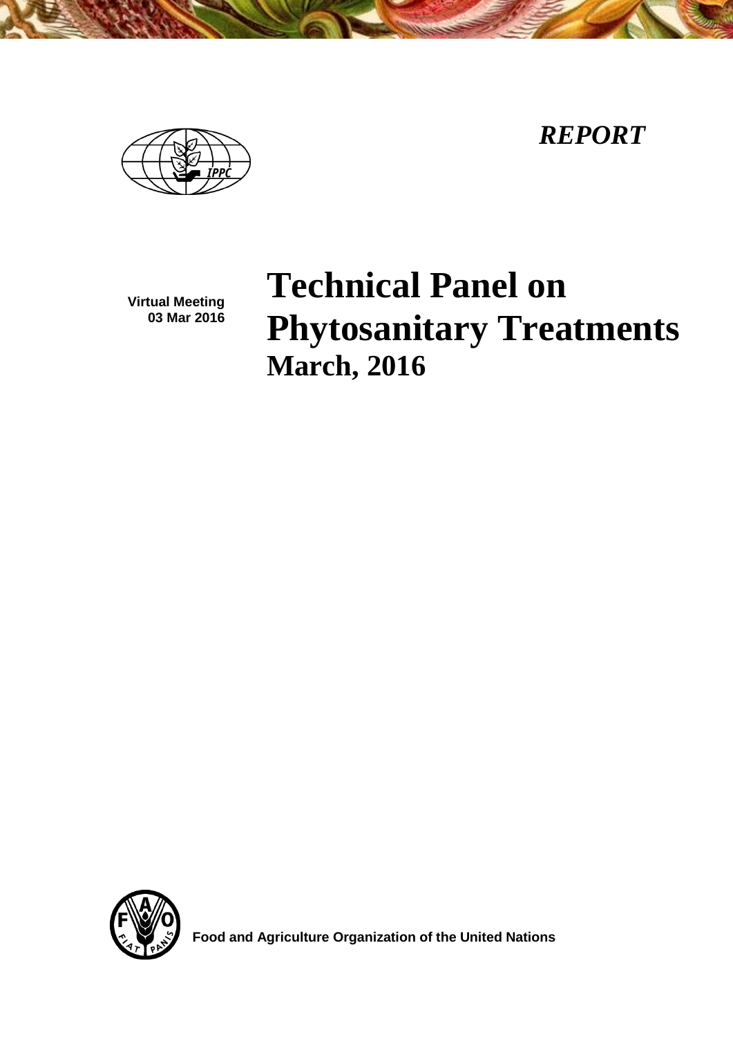*REPORT*

**Virtual Meeting**
**03 Mar 2016**

# Technical Panel on Phytosanitary Treatments

## March, 2016

**Food and Agriculture Organization of the United Nations**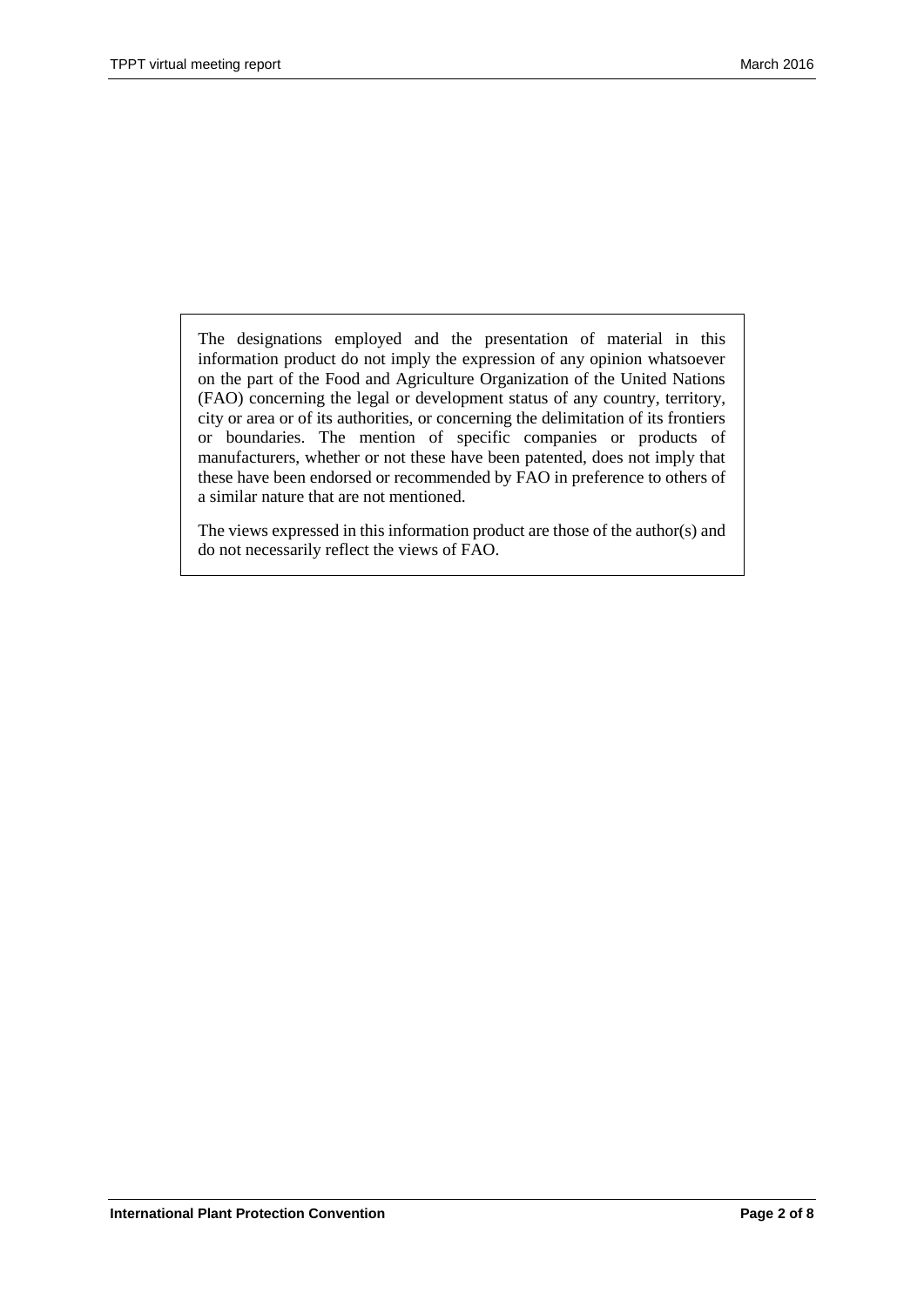The designations employed and the presentation of material in this information product do not imply the expression of any opinion whatsoever on the part of the Food and Agriculture Organization of the United Nations (FAO) concerning the legal or development status of any country, territory, city or area or of its authorities, or concerning the delimitation of its frontiers or boundaries. The mention of specific companies or products of manufacturers, whether or not these have been patented, does not imply that these have been endorsed or recommended by FAO in preference to others of a similar nature that are not mentioned.

The views expressed in this information product are those of the author(s) and do not necessarily reflect the views of FAO.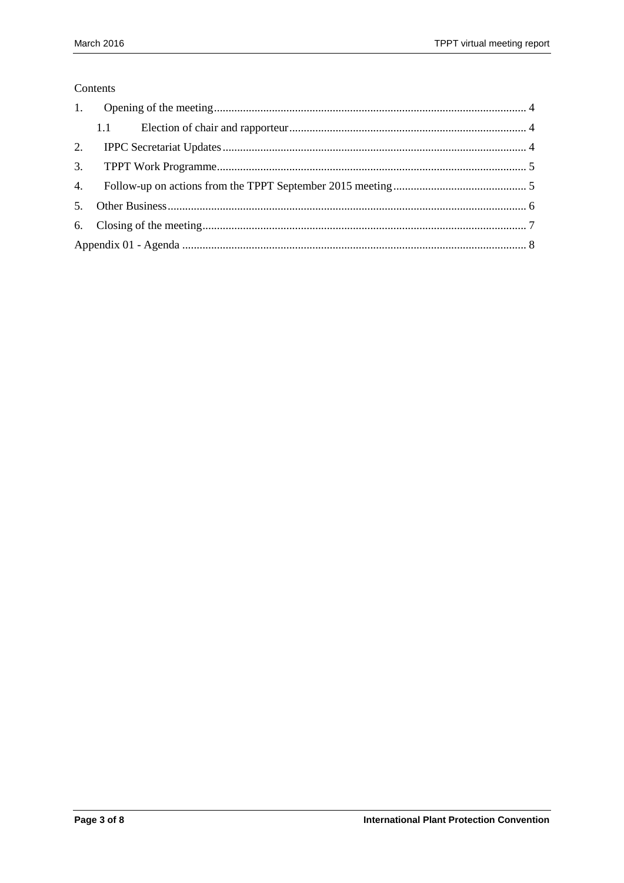Contents

1. Opening of the meeting ... 4
   - 1.1 Election of chair and rapporteur ... 4
2. IPPC Secretariat Updates ... 4
3. TPPT Work Programme ... 5
4. Follow-up on actions from the TPPT September 2015 meeting ... 5
5. Other Business ... 6
6. Closing of the meeting ... 7

Appendix 01 - Agenda ... 8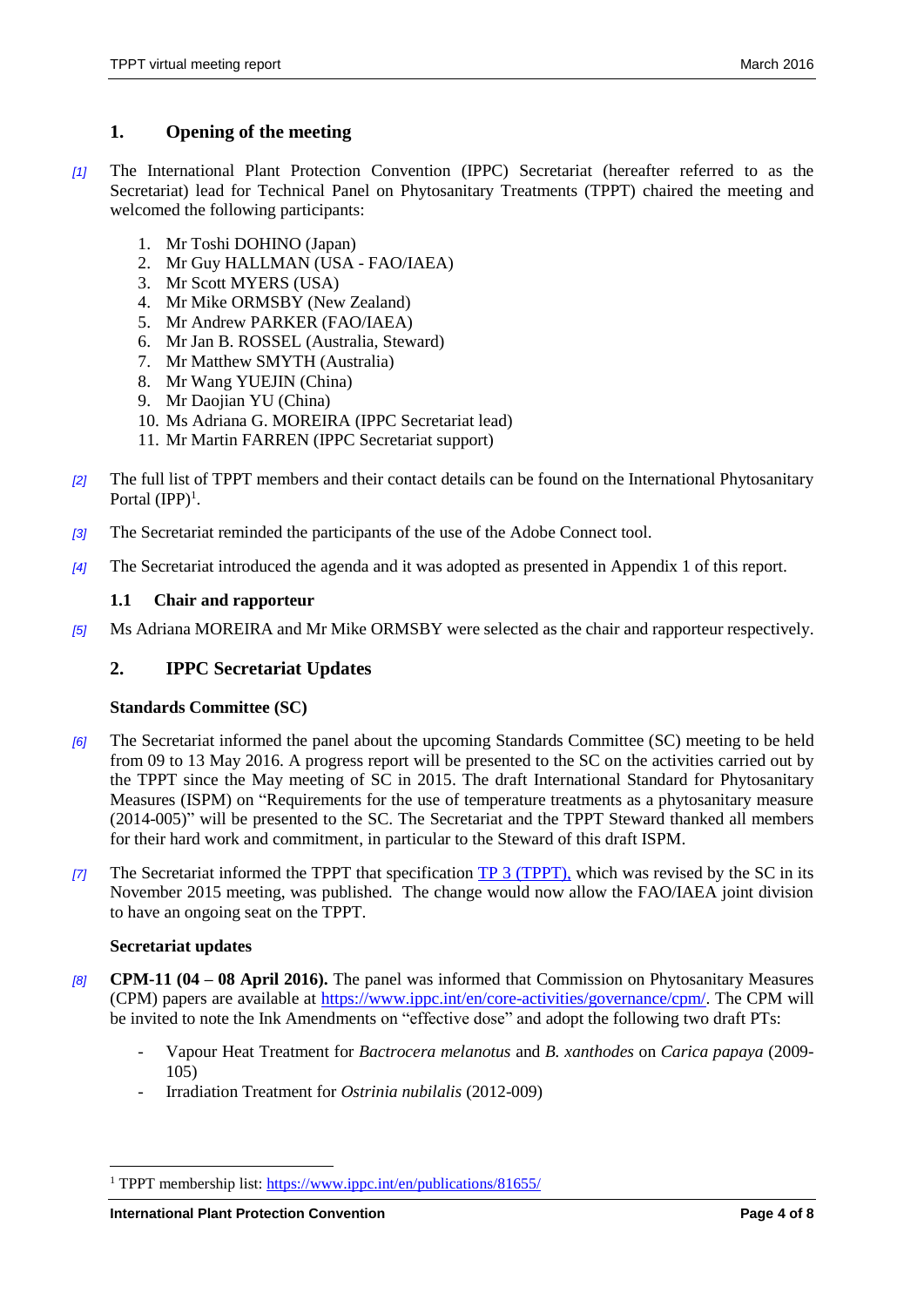## 1. Opening of the meeting

[1] The International Plant Protection Convention (IPPC) Secretariat (hereafter referred to as the Secretariat) lead for Technical Panel on Phytosanitary Treatments (TPPT) chaired the meeting and welcomed the following participants:

1. Mr Toshi DOHINO (Japan)
2. Mr Guy HALLMAN (USA - FAO/IAEA)
3. Mr Scott MYERS (USA)
4. Mr Mike ORMSBY (New Zealand)
5. Mr Andrew PARKER (FAO/IAEA)
6. Mr Jan B. ROSSEL (Australia, Steward)
7. Mr Matthew SMYTH (Australia)
8. Mr Wang YUEJIN (China)
9. Mr Daojian YU (China)
10. Ms Adriana G. MOREIRA (IPPC Secretariat lead)
11. Mr Martin FARREN (IPPC Secretariat support)

[2] The full list of TPPT members and their contact details can be found on the International Phytosanitary Portal (IPP)[1].

[3] The Secretariat reminded the participants of the use of the Adobe Connect tool.

[4] The Secretariat introduced the agenda and it was adopted as presented in Appendix 1 of this report.

### 1.1 Chair and rapporteur

[5] Ms Adriana MOREIRA and Mr Mike ORMSBY were selected as the chair and rapporteur respectively.

## 2. IPPC Secretariat Updates

**Standards Committee (SC)**

[6] The Secretariat informed the panel about the upcoming Standards Committee (SC) meeting to be held from 09 to 13 May 2016. A progress report will be presented to the SC on the activities carried out by the TPPT since the May meeting of SC in 2015. The draft International Standard for Phytosanitary Measures (ISPM) on "Requirements for the use of temperature treatments as a phytosanitary measure (2014-005)" will be presented to the SC. The Secretariat and the TPPT Steward thanked all members for their hard work and commitment, in particular to the Steward of this draft ISPM.

[7] The Secretariat informed the TPPT that specification TP 3 (TPPT), which was revised by the SC in its November 2015 meeting, was published. The change would now allow the FAO/IAEA joint division to have an ongoing seat on the TPPT.

**Secretariat updates**

[8] **CPM-11 (04 – 08 April 2016).** The panel was informed that Commission on Phytosanitary Measures (CPM) papers are available at https://www.ippc.int/en/core-activities/governance/cpm/. The CPM will be invited to note the Ink Amendments on "effective dose" and adopt the following two draft PTs:

- Vapour Heat Treatment for *Bactrocera melanotus* and *B. xanthodes* on *Carica papaya* (2009-105)
- Irradiation Treatment for *Ostrinia nubilalis* (2012-009)

[1] TPPT membership list: https://www.ippc.int/en/publications/81655/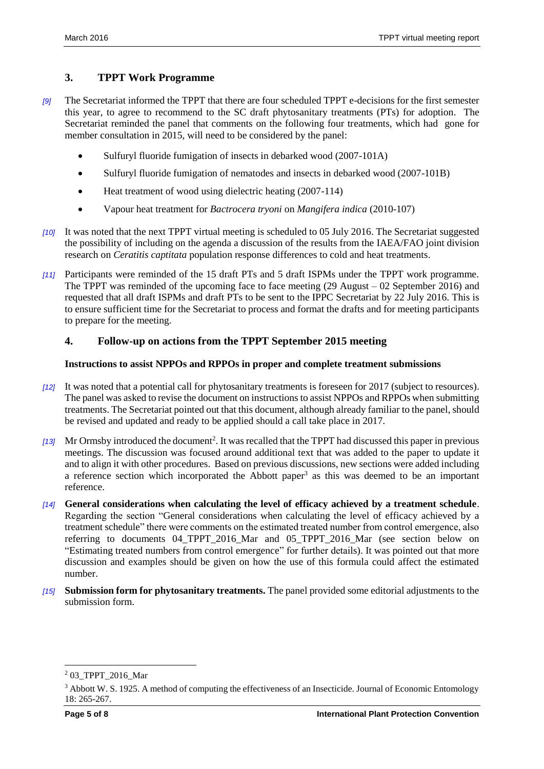## 3. TPPT Work Programme

[9] The Secretariat informed the TPPT that there are four scheduled TPPT e-decisions for the first semester this year, to agree to recommend to the SC draft phytosanitary treatments (PTs) for adoption. The Secretariat reminded the panel that comments on the following four treatments, which had gone for member consultation in 2015, will need to be considered by the panel:

- Sulfuryl fluoride fumigation of insects in debarked wood (2007-101A)
- Sulfuryl fluoride fumigation of nematodes and insects in debarked wood (2007-101B)
- Heat treatment of wood using dielectric heating (2007-114)
- Vapour heat treatment for *Bactrocera tryoni* on *Mangifera indica* (2010-107)

[10] It was noted that the next TPPT virtual meeting is scheduled to 05 July 2016. The Secretariat suggested the possibility of including on the agenda a discussion of the results from the IAEA/FAO joint division research on *Ceratitis captitata* population response differences to cold and heat treatments.

[11] Participants were reminded of the 15 draft PTs and 5 draft ISPMs under the TPPT work programme. The TPPT was reminded of the upcoming face to face meeting (29 August – 02 September 2016) and requested that all draft ISPMs and draft PTs to be sent to the IPPC Secretariat by 22 July 2016. This is to ensure sufficient time for the Secretariat to process and format the drafts and for meeting participants to prepare for the meeting.

## 4. Follow-up on actions from the TPPT September 2015 meeting

**Instructions to assist NPPOs and RPPOs in proper and complete treatment submissions**

[12] It was noted that a potential call for phytosanitary treatments is foreseen for 2017 (subject to resources). The panel was asked to revise the document on instructions to assist NPPOs and RPPOs when submitting treatments. The Secretariat pointed out that this document, although already familiar to the panel, should be revised and updated and ready to be applied should a call take place in 2017.

[13] Mr Ormsby introduced the document[2]. It was recalled that the TPPT had discussed this paper in previous meetings. The discussion was focused around additional text that was added to the paper to update it and to align it with other procedures. Based on previous discussions, new sections were added including a reference section which incorporated the Abbott paper[3] as this was deemed to be an important reference.

[14] **General considerations when calculating the level of efficacy achieved by a treatment schedule**. Regarding the section "General considerations when calculating the level of efficacy achieved by a treatment schedule" there were comments on the estimated treated number from control emergence, also referring to documents 04_TPPT_2016_Mar and 05_TPPT_2016_Mar (see section below on "Estimating treated numbers from control emergence" for further details). It was pointed out that more discussion and examples should be given on how the use of this formula could affect the estimated number.

[15] **Submission form for phytosanitary treatments.** The panel provided some editorial adjustments to the submission form.

---

[2] 03_TPPT_2016_Mar

[3] Abbott W. S. 1925. A method of computing the effectiveness of an Insecticide. Journal of Economic Entomology 18: 265-267.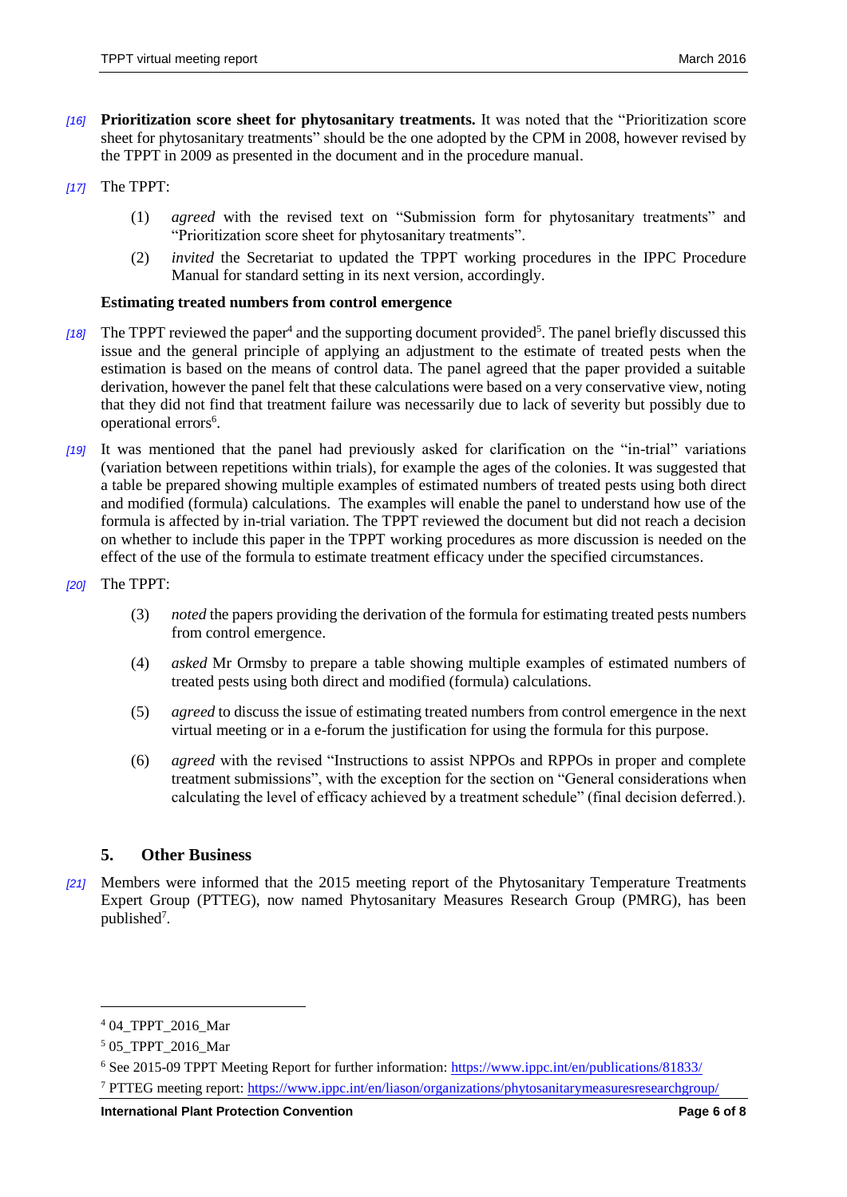[16] **Prioritization score sheet for phytosanitary treatments.** It was noted that the "Prioritization score sheet for phytosanitary treatments" should be the one adopted by the CPM in 2008, however revised by the TPPT in 2009 as presented in the document and in the procedure manual.

[17] The TPPT:

(1) *agreed* with the revised text on "Submission form for phytosanitary treatments" and "Prioritization score sheet for phytosanitary treatments".

(2) *invited* the Secretariat to updated the TPPT working procedures in the IPPC Procedure Manual for standard setting in its next version, accordingly.

**Estimating treated numbers from control emergence**

[18] The TPPT reviewed the paper[4] and the supporting document provided[5]. The panel briefly discussed this issue and the general principle of applying an adjustment to the estimate of treated pests when the estimation is based on the means of control data. The panel agreed that the paper provided a suitable derivation, however the panel felt that these calculations were based on a very conservative view, noting that they did not find that treatment failure was necessarily due to lack of severity but possibly due to operational errors[6].

[19] It was mentioned that the panel had previously asked for clarification on the "in-trial" variations (variation between repetitions within trials), for example the ages of the colonies. It was suggested that a table be prepared showing multiple examples of estimated numbers of treated pests using both direct and modified (formula) calculations. The examples will enable the panel to understand how use of the formula is affected by in-trial variation. The TPPT reviewed the document but did not reach a decision on whether to include this paper in the TPPT working procedures as more discussion is needed on the effect of the use of the formula to estimate treatment efficacy under the specified circumstances.

[20] The TPPT:

(3) *noted* the papers providing the derivation of the formula for estimating treated pests numbers from control emergence.

(4) *asked* Mr Ormsby to prepare a table showing multiple examples of estimated numbers of treated pests using both direct and modified (formula) calculations.

(5) *agreed* to discuss the issue of estimating treated numbers from control emergence in the next virtual meeting or in a e-forum the justification for using the formula for this purpose.

(6) *agreed* with the revised "Instructions to assist NPPOs and RPPOs in proper and complete treatment submissions", with the exception for the section on "General considerations when calculating the level of efficacy achieved by a treatment schedule" (final decision deferred.).

## 5. Other Business

[21] Members were informed that the 2015 meeting report of the Phytosanitary Temperature Treatments Expert Group (PTTEG), now named Phytosanitary Measures Research Group (PMRG), has been published[7].

---

[4] 04_TPPT_2016_Mar

[5] 05_TPPT_2016_Mar

[6] See 2015-09 TPPT Meeting Report for further information: https://www.ippc.int/en/publications/81833/

[7] PTTEG meeting report: https://www.ippc.int/en/liason/organizations/phytosanitarymeasuresresearchgroup/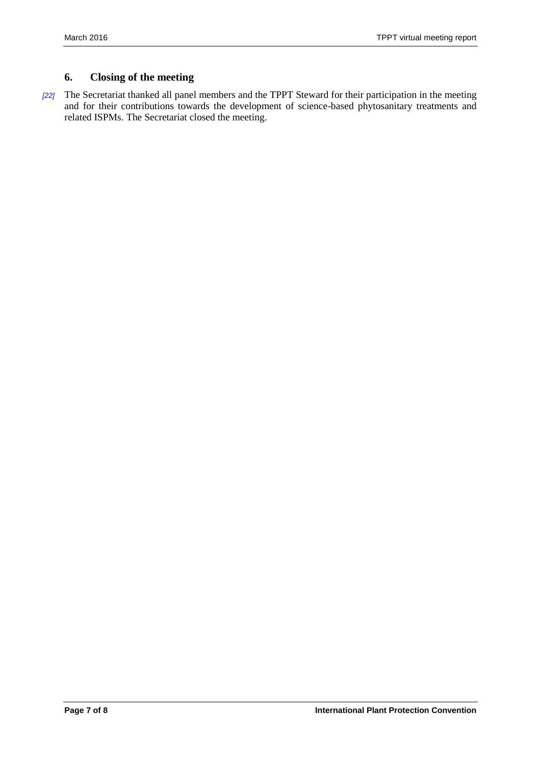## 6. Closing of the meeting

[22] The Secretariat thanked all panel members and the TPPT Steward for their participation in the meeting and for their contributions towards the development of science-based phytosanitary treatments and related ISPMs. The Secretariat closed the meeting.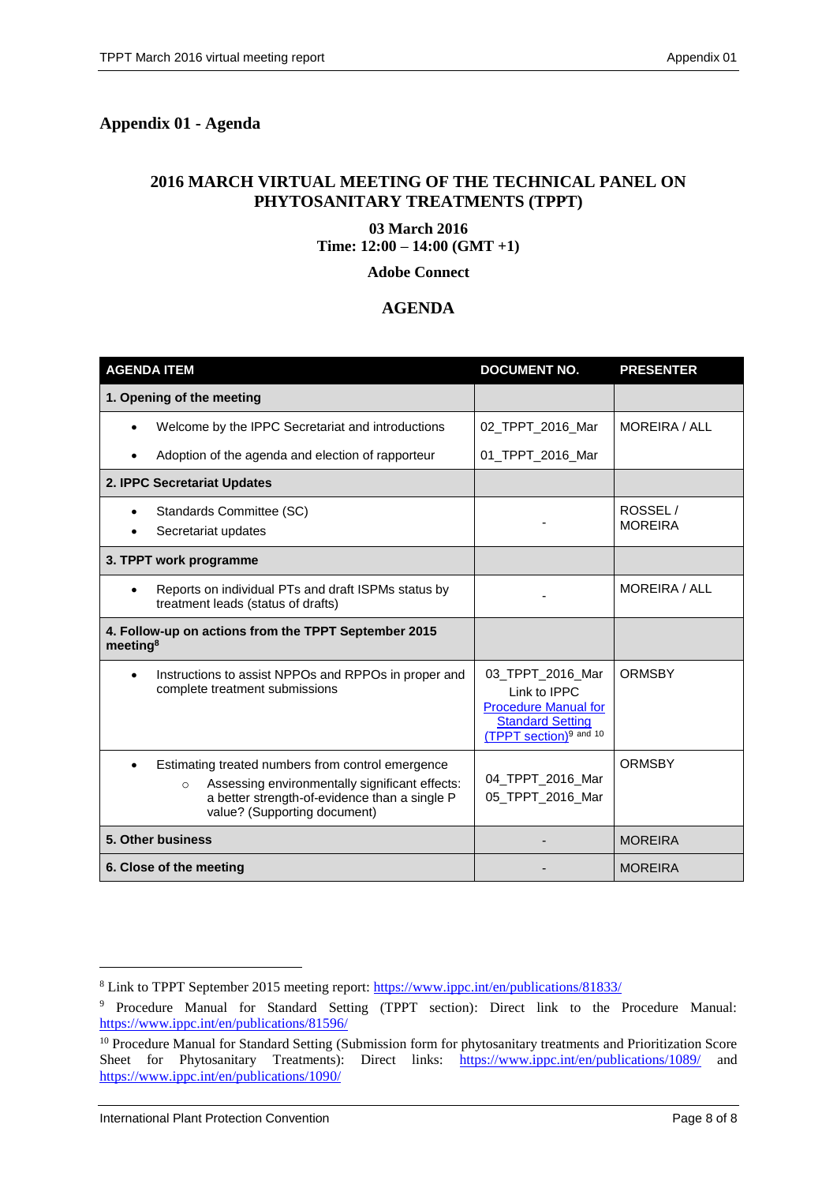## Appendix 01 - Agenda

### 2016 MARCH VIRTUAL MEETING OF THE TECHNICAL PANEL ON PHYTOSANITARY TREATMENTS (TPPT)

**03 March 2016**
**Time: 12:00 – 14:00 (GMT +1)**

**Adobe Connect**

### AGENDA

| AGENDA ITEM | DOCUMENT NO. | PRESENTER |
|---|---|---|
| **1. Opening of the meeting** | | |
| • Welcome by the IPPC Secretariat and introductions<br>• Adoption of the agenda and election of rapporteur | 02_TPPT_2016_Mar<br>01_TPPT_2016_Mar | MOREIRA / ALL |
| **2. IPPC Secretariat Updates** | | |
| • Standards Committee (SC)<br>• Secretariat updates | - | ROSSEL / MOREIRA |
| **3. TPPT work programme** | | |
| • Reports on individual PTs and draft ISPMs status by treatment leads (status of drafts) | - | MOREIRA / ALL |
| **4. Follow-up on actions from the TPPT September 2015 meeting**[8] | | |
| • Instructions to assist NPPOs and RPPOs in proper and complete treatment submissions | 03_TPPT_2016_Mar<br>Link to IPPC Procedure Manual for Standard Setting (TPPT section)[9 and 10] | ORMSBY |
| • Estimating treated numbers from control emergence<br>  ○ Assessing environmentally significant effects: a better strength-of-evidence than a single P value? (Supporting document) | 04_TPPT_2016_Mar<br>05_TPPT_2016_Mar | ORMSBY |
| **5. Other business** | - | MOREIRA |
| **6. Close of the meeting** | - | MOREIRA |

---

[8] Link to TPPT September 2015 meeting report: https://www.ippc.int/en/publications/81833/

[9] Procedure Manual for Standard Setting (TPPT section): Direct link to the Procedure Manual: https://www.ippc.int/en/publications/81596/

[10] Procedure Manual for Standard Setting (Submission form for phytosanitary treatments and Prioritization Score Sheet for Phytosanitary Treatments): Direct links: https://www.ippc.int/en/publications/1089/ and https://www.ippc.int/en/publications/1090/